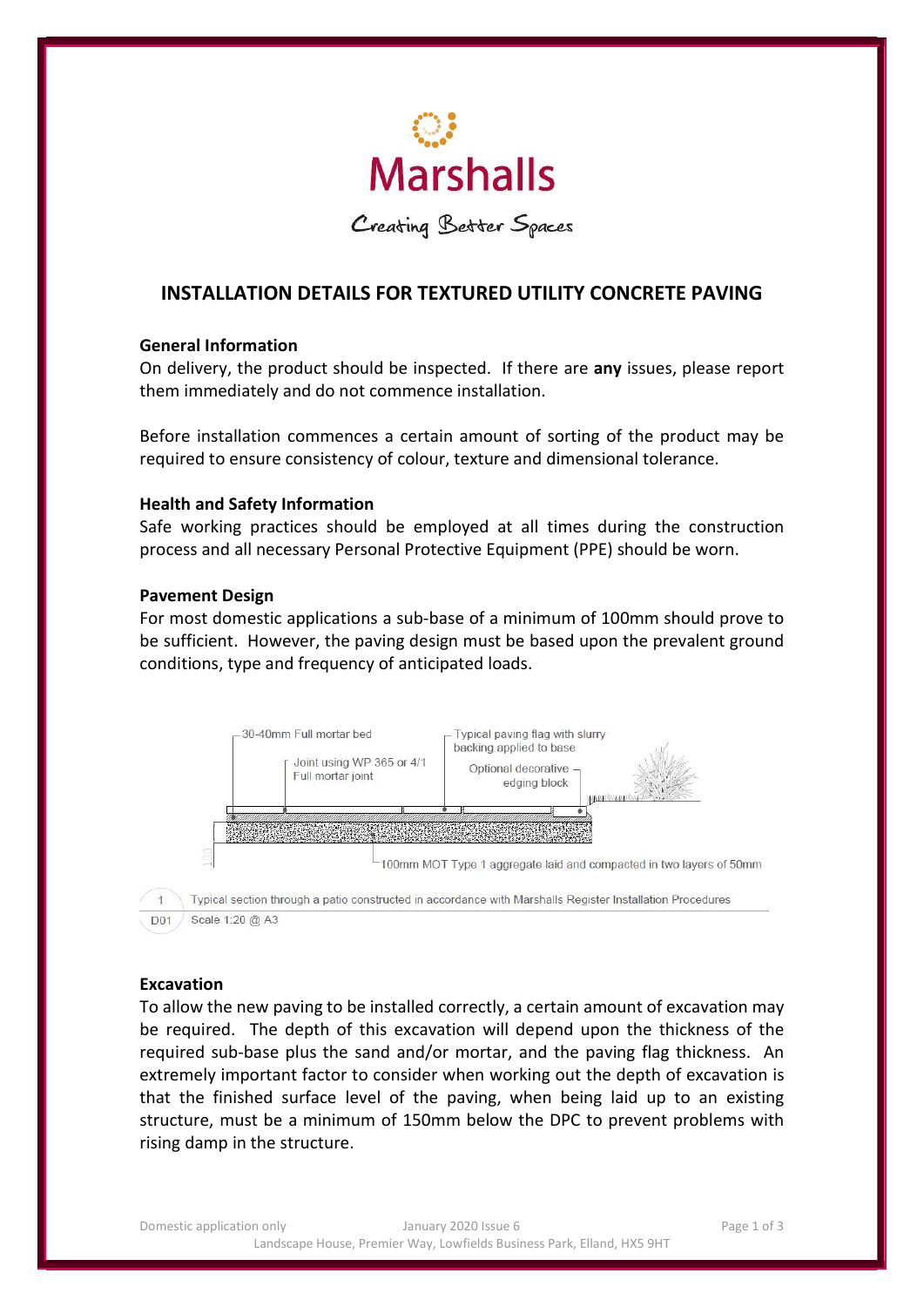Marshalls

Creating Better Spaces

# INSTALLATION DETAILS FOR TEXTURED UTILITY CONCRETE PAVING

### General Information

On delivery, the product should be inspected. If there are **any** issues, please report them immediately and do not commence installation.

Before installation commences a certain amount of sorting of the product may be required to ensure consistency of colour, texture and dimensional tolerance.

### Health and Safety Information

Safe working practices should be employed at all times during the construction process and all necessary Personal Protective Equipment (PPE) should be worn.

### Pavement Design

For most domestic applications a sub-base of a minimum of 100mm should prove to be sufficient. However, the paving design must be based upon the prevalent ground conditions, type and frequency of anticipated loads.

30-40mm Full mortar bed

Joint using WP 365 or 4/1 Full mortar joint

Typical paving flag with slurry backing applied to base

Optional decorative edging block

100

100mm MOT Type 1 aggregate laid and compacted in two layers of 50mm

1 / D01 — Typical section through a patio constructed in accordance with Marshalls Register Installation Procedures. Scale 1:20 @ A3

### Excavation

To allow the new paving to be installed correctly, a certain amount of excavation may be required. The depth of this excavation will depend upon the thickness of the required sub-base plus the sand and/or mortar, and the paving flag thickness. An extremely important factor to consider when working out the depth of excavation is that the finished surface level of the paving, when being laid up to an existing structure, must be a minimum of 150mm below the DPC to prevent problems with rising damp in the structure.

Domestic application only — January 2020 Issue 6

Landscape House, Premier Way, Lowfields Business Park, Elland, HX5 9HT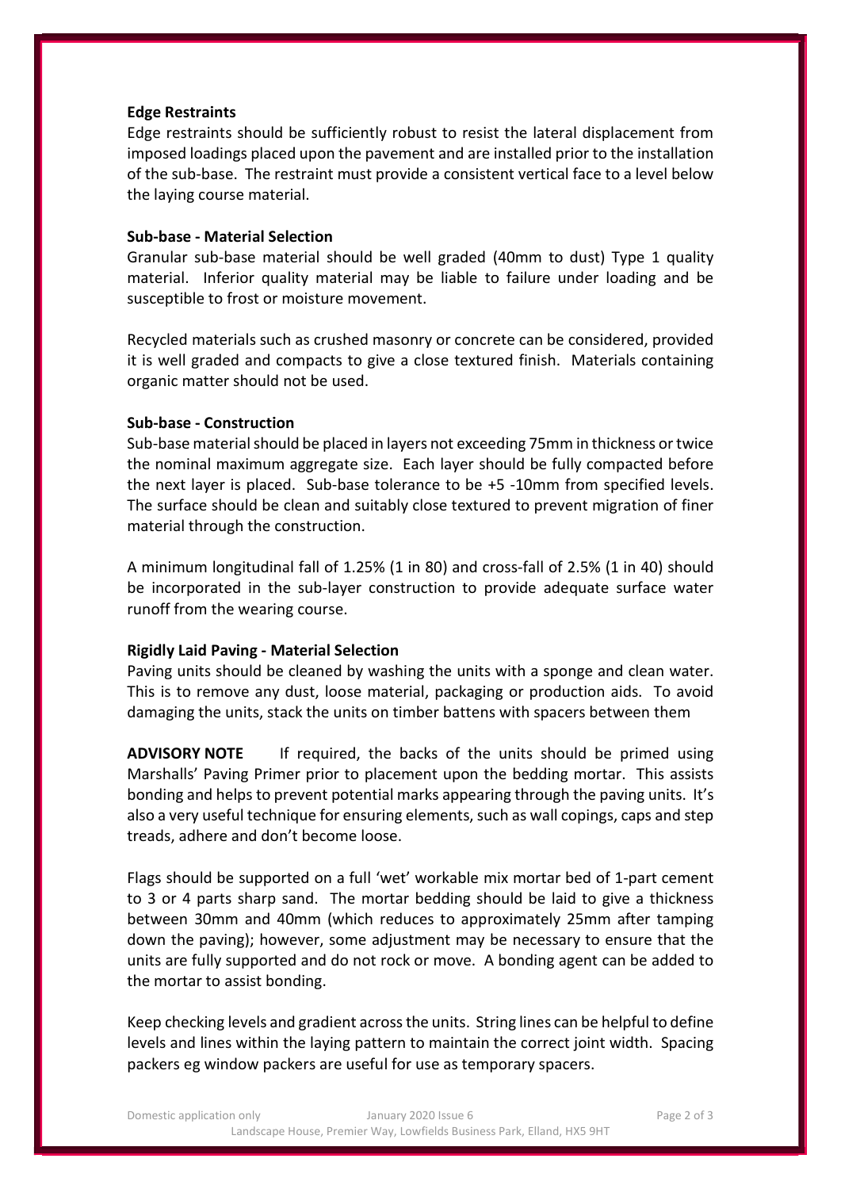**Edge Restraints**

Edge restraints should be sufficiently robust to resist the lateral displacement from imposed loadings placed upon the pavement and are installed prior to the installation of the sub-base. The restraint must provide a consistent vertical face to a level below the laying course material.

**Sub-base - Material Selection**

Granular sub-base material should be well graded (40mm to dust) Type 1 quality material. Inferior quality material may be liable to failure under loading and be susceptible to frost or moisture movement.

Recycled materials such as crushed masonry or concrete can be considered, provided it is well graded and compacts to give a close textured finish. Materials containing organic matter should not be used.

**Sub-base - Construction**

Sub-base material should be placed in layers not exceeding 75mm in thickness or twice the nominal maximum aggregate size. Each layer should be fully compacted before the next layer is placed. Sub-base tolerance to be +5 -10mm from specified levels. The surface should be clean and suitably close textured to prevent migration of finer material through the construction.

A minimum longitudinal fall of 1.25% (1 in 80) and cross-fall of 2.5% (1 in 40) should be incorporated in the sub-layer construction to provide adequate surface water runoff from the wearing course.

**Rigidly Laid Paving - Material Selection**

Paving units should be cleaned by washing the units with a sponge and clean water. This is to remove any dust, loose material, packaging or production aids. To avoid damaging the units, stack the units on timber battens with spacers between them

**ADVISORY NOTE** If required, the backs of the units should be primed using Marshalls' Paving Primer prior to placement upon the bedding mortar. This assists bonding and helps to prevent potential marks appearing through the paving units. It's also a very useful technique for ensuring elements, such as wall copings, caps and step treads, adhere and don't become loose.

Flags should be supported on a full 'wet' workable mix mortar bed of 1-part cement to 3 or 4 parts sharp sand. The mortar bedding should be laid to give a thickness between 30mm and 40mm (which reduces to approximately 25mm after tamping down the paving); however, some adjustment may be necessary to ensure that the units are fully supported and do not rock or move. A bonding agent can be added to the mortar to assist bonding.

Keep checking levels and gradient across the units. String lines can be helpful to define levels and lines within the laying pattern to maintain the correct joint width. Spacing packers eg window packers are useful for use as temporary spacers.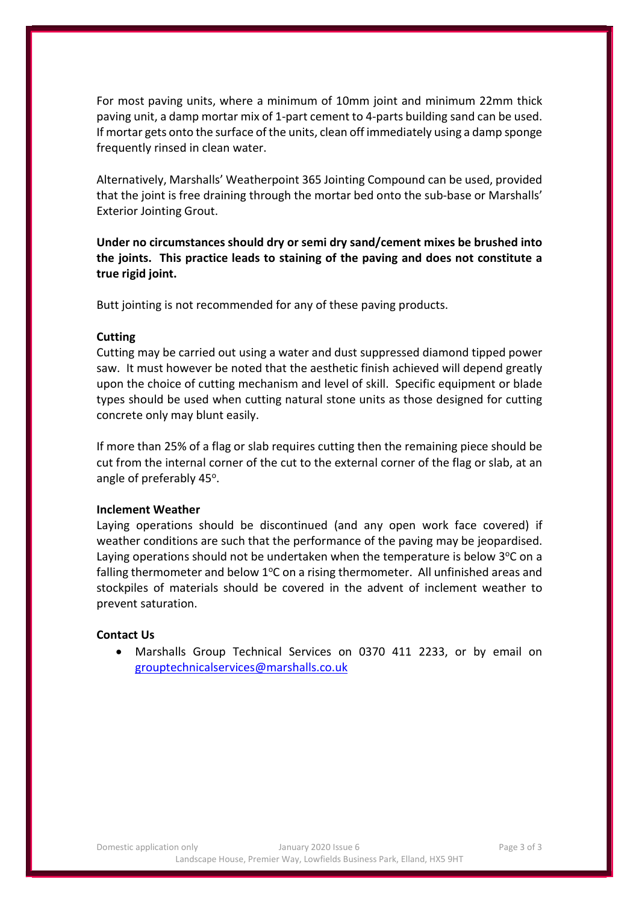For most paving units, where a minimum of 10mm joint and minimum 22mm thick paving unit, a damp mortar mix of 1-part cement to 4-parts building sand can be used. If mortar gets onto the surface of the units, clean off immediately using a damp sponge frequently rinsed in clean water.

Alternatively, Marshalls' Weatherpoint 365 Jointing Compound can be used, provided that the joint is free draining through the mortar bed onto the sub-base or Marshalls' Exterior Jointing Grout.

**Under no circumstances should dry or semi dry sand/cement mixes be brushed into the joints. This practice leads to staining of the paving and does not constitute a true rigid joint.**

Butt jointing is not recommended for any of these paving products.

### Cutting

Cutting may be carried out using a water and dust suppressed diamond tipped power saw. It must however be noted that the aesthetic finish achieved will depend greatly upon the choice of cutting mechanism and level of skill. Specific equipment or blade types should be used when cutting natural stone units as those designed for cutting concrete only may blunt easily.

If more than 25% of a flag or slab requires cutting then the remaining piece should be cut from the internal corner of the cut to the external corner of the flag or slab, at an angle of preferably 45°.

### Inclement Weather

Laying operations should be discontinued (and any open work face covered) if weather conditions are such that the performance of the paving may be jeopardised. Laying operations should not be undertaken when the temperature is below 3°C on a falling thermometer and below 1°C on a rising thermometer. All unfinished areas and stockpiles of materials should be covered in the advent of inclement weather to prevent saturation.

### Contact Us

- Marshalls Group Technical Services on 0370 411 2233, or by email on grouptechnicalservices@marshalls.co.uk

Domestic application only | January 2020 Issue 6

Landscape House, Premier Way, Lowfields Business Park, Elland, HX5 9HT